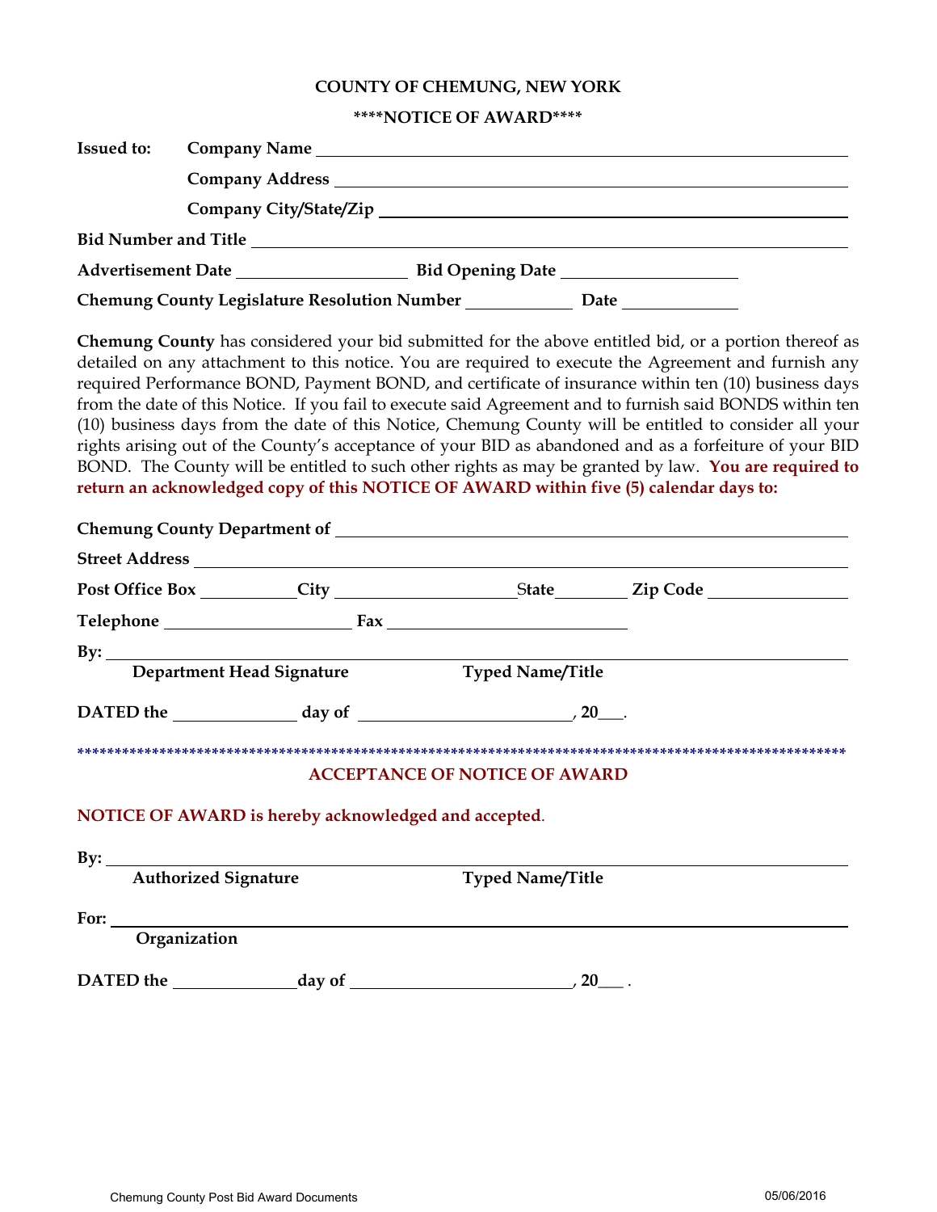# COUNTY OF CHEMUNG, NEW YORK

## ****NOTICE OF AWARD****

**Issued to:** **Company Name** ____________________________________________

**Company Address** ____________________________________________

**Company City/State/Zip** ____________________________________________

**Bid Number and Title** ____________________________________________

**Advertisement Date** ____________________ **Bid Opening Date** ____________________

**Chemung County Legislature Resolution Number** ____________ **Date** ____________

**Chemung County** has considered your bid submitted for the above entitled bid, or a portion thereof as detailed on any attachment to this notice. You are required to execute the Agreement and furnish any required Performance BOND, Payment BOND, and certificate of insurance within ten (10) business days from the date of this Notice. If you fail to execute said Agreement and to furnish said BONDS within ten (10) business days from the date of this Notice, Chemung County will be entitled to consider all your rights arising out of the County's acceptance of your BID as abandoned and as a forfeiture of your BID BOND. The County will be entitled to such other rights as may be granted by law. **You are required to return an acknowledged copy of this NOTICE OF AWARD within five (5) calendar days to:**

**Chemung County Department of** ____________________________________________

**Street Address** ____________________________________________

**Post Office Box** __________ **City** ____________________ **State** ________ **Zip Code** ______________

**Telephone** ____________________ **Fax** ____________________________

**By:** ____________________________________________

**Department Head Signature** **Typed Name/Title**

**DATED the** ______________ **day of** ________________________, **20___.**

*****************************************************************************************************

## ACCEPTANCE OF NOTICE OF AWARD

**NOTICE OF AWARD is hereby acknowledged and accepted**.

**By:** ____________________________________________

**Authorized Signature** **Typed Name/Title**

**For:** ____________________________________________

**Organization**

**DATED the** ______________ **day of** ________________________, **20___ .**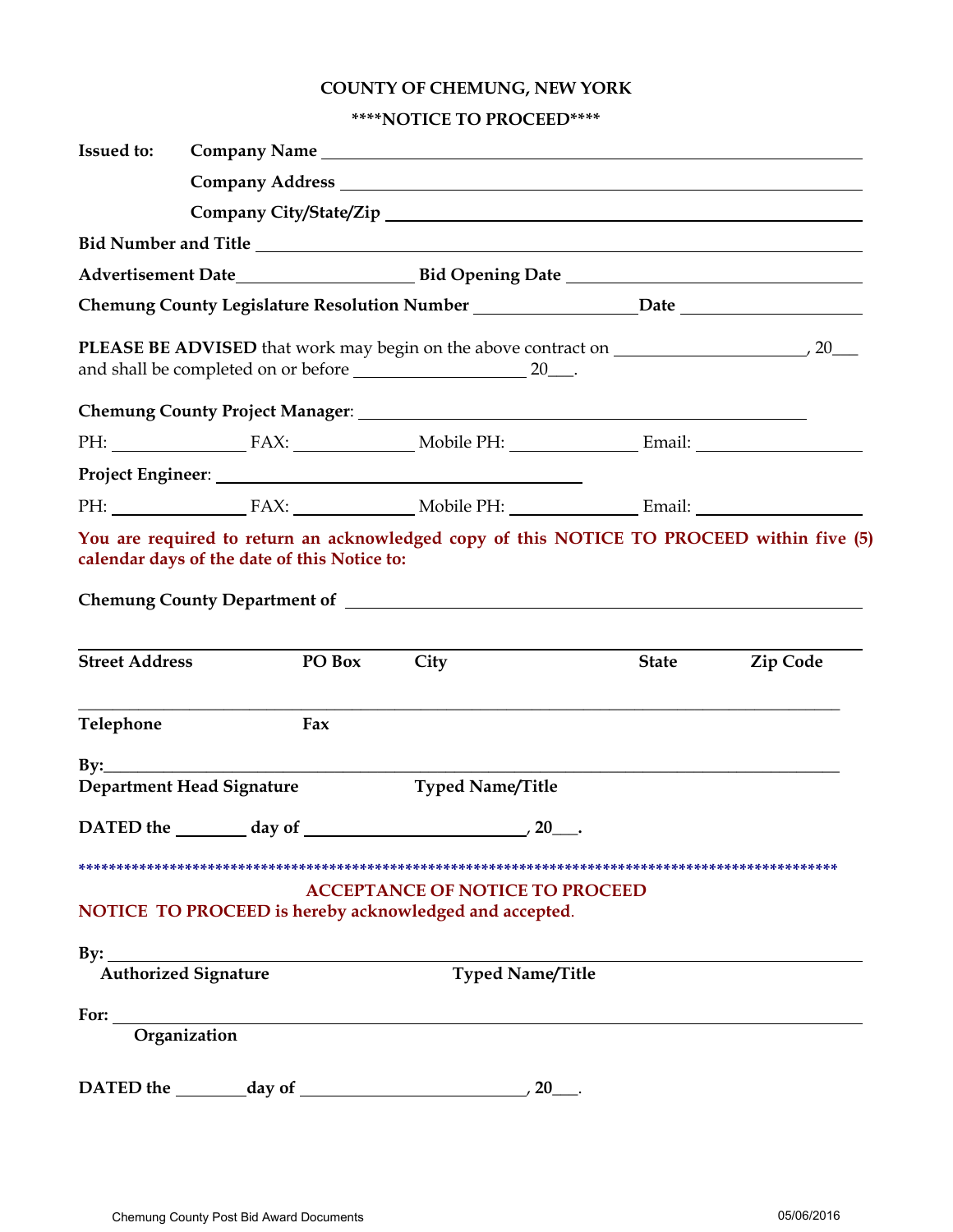# COUNTY OF CHEMUNG, NEW YORK

## ****NOTICE TO PROCEED****

**Issued to:** **Company Name** ____________________________________________

**Company Address** ____________________________________________

**Company City/State/Zip** ____________________________________________

**Bid Number and Title** ____________________________________________

**Advertisement Date** ____________________ **Bid Opening Date** ____________________

**Chemung County Legislature Resolution Number** __________________ **Date** __________________

**PLEASE BE ADVISED** that work may begin on the above contract on ____________________, 20___ and shall be completed on or before ____________________ 20___.

**Chemung County Project Manager**: ____________________________________________

PH: ______________ FAX: ______________ Mobile PH: ______________ Email: ______________

**Project Engineer**: ____________________________________________

PH: ______________ FAX: ______________ Mobile PH: ______________ Email: ______________

**You are required to return an acknowledged copy of this NOTICE TO PROCEED within five (5) calendar days of the date of this Notice to:**

**Chemung County Department of** ____________________________________________

____________________________________________

**Street Address** **PO Box** **City** **State** **Zip Code**

____________________________________________

**Telephone** **Fax**

**By:**____________________________________________

**Department Head Signature** **Typed Name/Title**

**DATED the** ________ **day of** ________________________**, 20___.**

****************************************************************************************************

**ACCEPTANCE OF NOTICE TO PROCEED**

**NOTICE TO PROCEED is hereby acknowledged and accepted**.

**By:** ____________________________________________

**Authorized Signature** **Typed Name/Title**

**For:** ____________________________________________

**Organization**

**DATED the** ________ **day of** ________________________**, 20___.**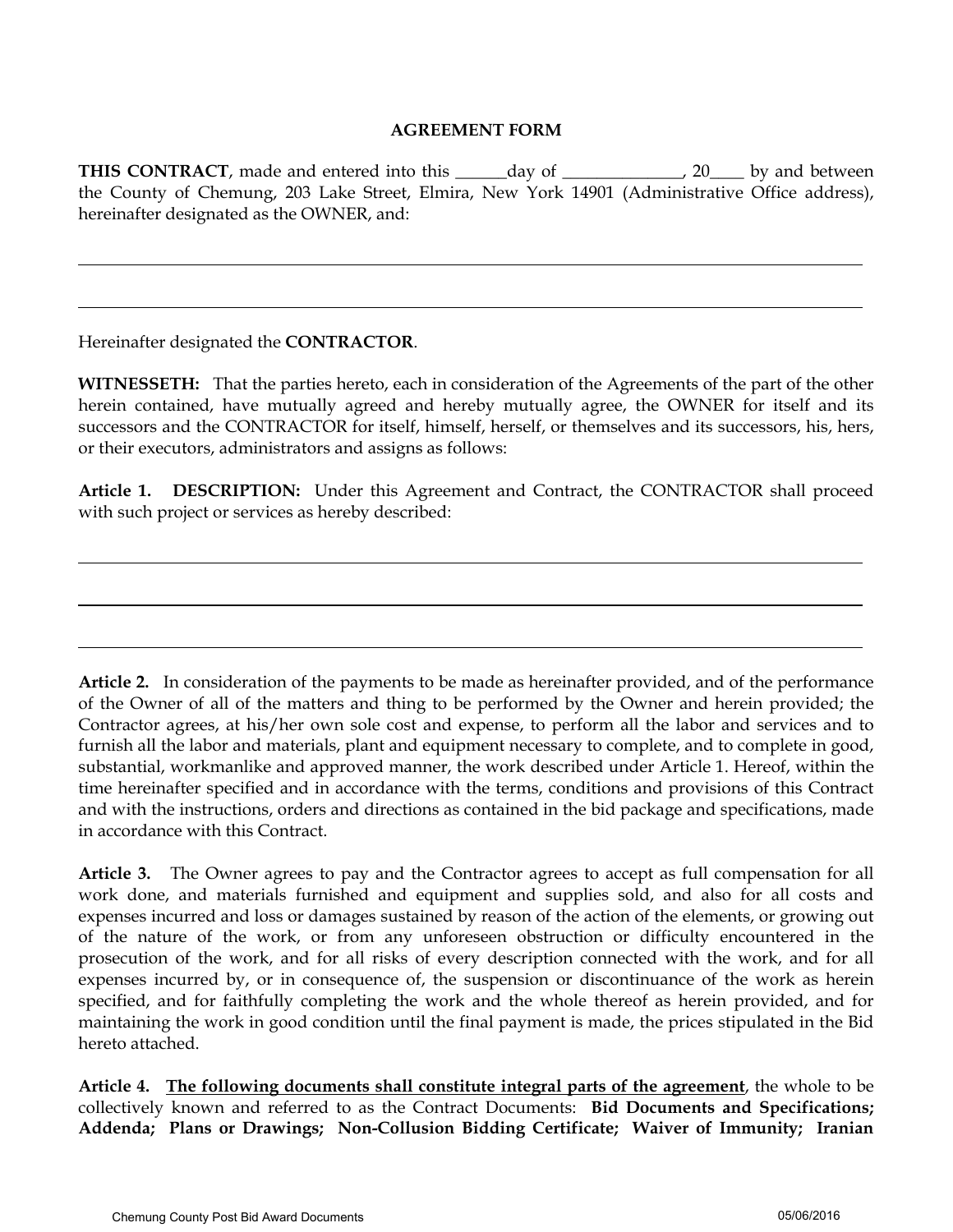## AGREEMENT FORM

**THIS CONTRACT**, made and entered into this ______day of ______________, 20____ by and between the County of Chemung, 203 Lake Street, Elmira, New York 14901 (Administrative Office address), hereinafter designated as the OWNER, and:

_______________________________________________________________________________

_______________________________________________________________________________

Hereinafter designated the **CONTRACTOR**.

**WITNESSETH:** That the parties hereto, each in consideration of the Agreements of the part of the other herein contained, have mutually agreed and hereby mutually agree, the OWNER for itself and its successors and the CONTRACTOR for itself, himself, herself, or themselves and its successors, his, hers, or their executors, administrators and assigns as follows:

**Article 1. DESCRIPTION:** Under this Agreement and Contract, the CONTRACTOR shall proceed with such project or services as hereby described:

_______________________________________________________________________________

_______________________________________________________________________________

_______________________________________________________________________________

**Article 2.** In consideration of the payments to be made as hereinafter provided, and of the performance of the Owner of all of the matters and thing to be performed by the Owner and herein provided; the Contractor agrees, at his/her own sole cost and expense, to perform all the labor and services and to furnish all the labor and materials, plant and equipment necessary to complete, and to complete in good, substantial, workmanlike and approved manner, the work described under Article 1. Hereof, within the time hereinafter specified and in accordance with the terms, conditions and provisions of this Contract and with the instructions, orders and directions as contained in the bid package and specifications, made in accordance with this Contract.

**Article 3.** The Owner agrees to pay and the Contractor agrees to accept as full compensation for all work done, and materials furnished and equipment and supplies sold, and also for all costs and expenses incurred and loss or damages sustained by reason of the action of the elements, or growing out of the nature of the work, or from any unforeseen obstruction or difficulty encountered in the prosecution of the work, and for all risks of every description connected with the work, and for all expenses incurred by, or in consequence of, the suspension or discontinuance of the work as herein specified, and for faithfully completing the work and the whole thereof as herein provided, and for maintaining the work in good condition until the final payment is made, the prices stipulated in the Bid hereto attached.

**Article 4.** **<u>The following documents shall constitute integral parts of the agreement</u>**, the whole to be collectively known and referred to as the Contract Documents: **Bid Documents and Specifications; Addenda; Plans or Drawings; Non-Collusion Bidding Certificate; Waiver of Immunity; Iranian**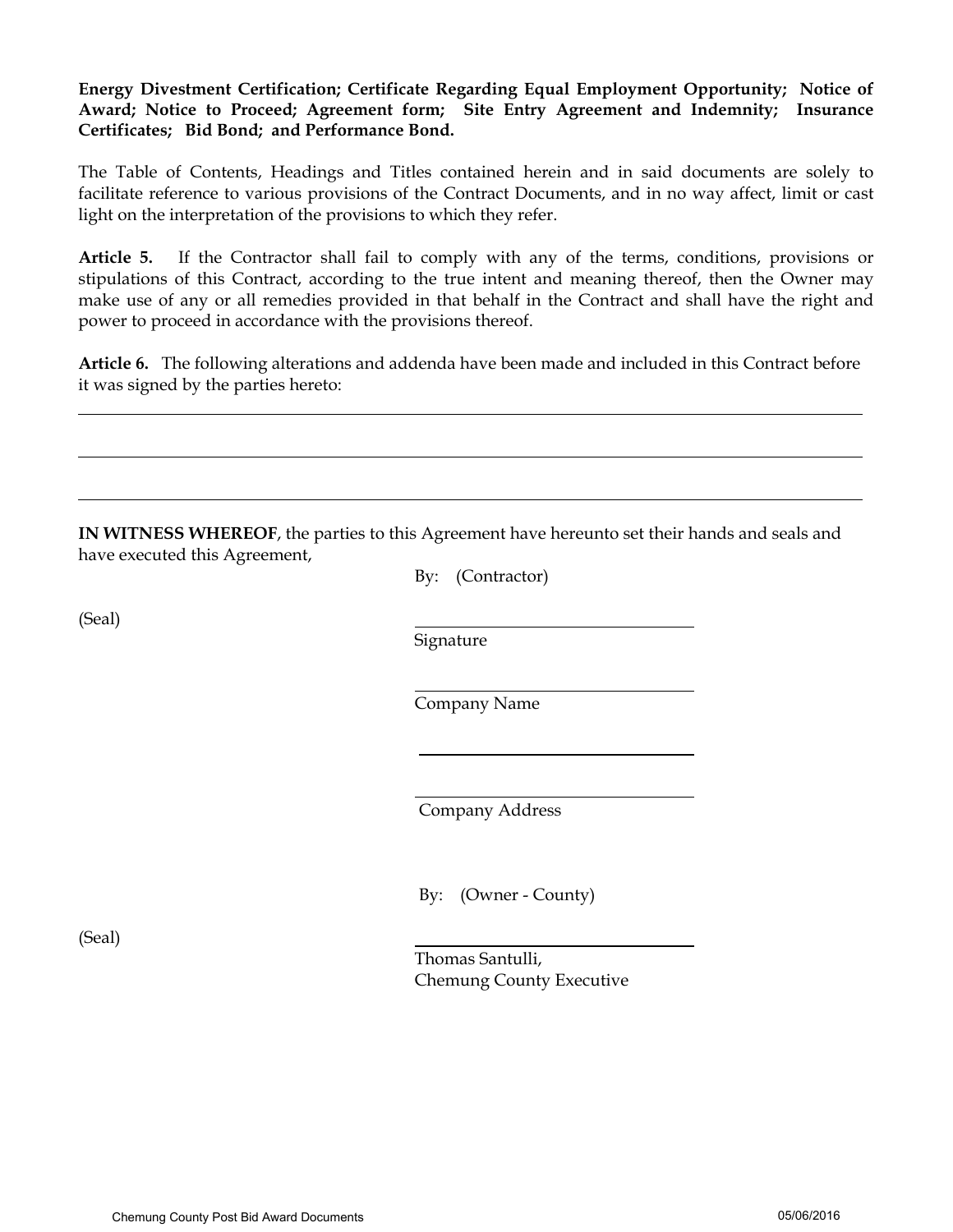**Energy Divestment Certification; Certificate Regarding Equal Employment Opportunity; Notice of Award; Notice to Proceed; Agreement form; Site Entry Agreement and Indemnity; Insurance Certificates; Bid Bond; and Performance Bond.**

The Table of Contents, Headings and Titles contained herein and in said documents are solely to facilitate reference to various provisions of the Contract Documents, and in no way affect, limit or cast light on the interpretation of the provisions to which they refer.

**Article 5.** If the Contractor shall fail to comply with any of the terms, conditions, provisions or stipulations of this Contract, according to the true intent and meaning thereof, then the Owner may make use of any or all remedies provided in that behalf in the Contract and shall have the right and power to proceed in accordance with the provisions thereof.

**Article 6.** The following alterations and addenda have been made and included in this Contract before it was signed by the parties hereto:

\_\_\_\_\_\_\_\_\_\_\_\_\_\_\_\_\_\_\_\_\_\_\_\_\_\_\_\_\_\_\_\_\_\_\_\_\_\_\_\_\_\_\_\_\_\_\_\_\_\_\_\_\_\_\_\_\_\_\_\_\_\_\_\_\_\_\_\_\_\_\_\_

\_\_\_\_\_\_\_\_\_\_\_\_\_\_\_\_\_\_\_\_\_\_\_\_\_\_\_\_\_\_\_\_\_\_\_\_\_\_\_\_\_\_\_\_\_\_\_\_\_\_\_\_\_\_\_\_\_\_\_\_\_\_\_\_\_\_\_\_\_\_\_\_

\_\_\_\_\_\_\_\_\_\_\_\_\_\_\_\_\_\_\_\_\_\_\_\_\_\_\_\_\_\_\_\_\_\_\_\_\_\_\_\_\_\_\_\_\_\_\_\_\_\_\_\_\_\_\_\_\_\_\_\_\_\_\_\_\_\_\_\_\_\_\_\_

**IN WITNESS WHEREOF**, the parties to this Agreement have hereunto set their hands and seals and have executed this Agreement,

By: (Contractor)

(Seal)

\_\_\_\_\_\_\_\_\_\_\_\_\_\_\_\_\_\_\_\_\_\_\_\_\_\_\_\_
Signature

\_\_\_\_\_\_\_\_\_\_\_\_\_\_\_\_\_\_\_\_\_\_\_\_\_\_\_\_
Company Name

\_\_\_\_\_\_\_\_\_\_\_\_\_\_\_\_\_\_\_\_\_\_\_\_\_\_\_\_

\_\_\_\_\_\_\_\_\_\_\_\_\_\_\_\_\_\_\_\_\_\_\_\_\_\_\_\_
Company Address

By: (Owner - County)

(Seal)

\_\_\_\_\_\_\_\_\_\_\_\_\_\_\_\_\_\_\_\_\_\_\_\_\_\_\_\_
Thomas Santulli,
Chemung County Executive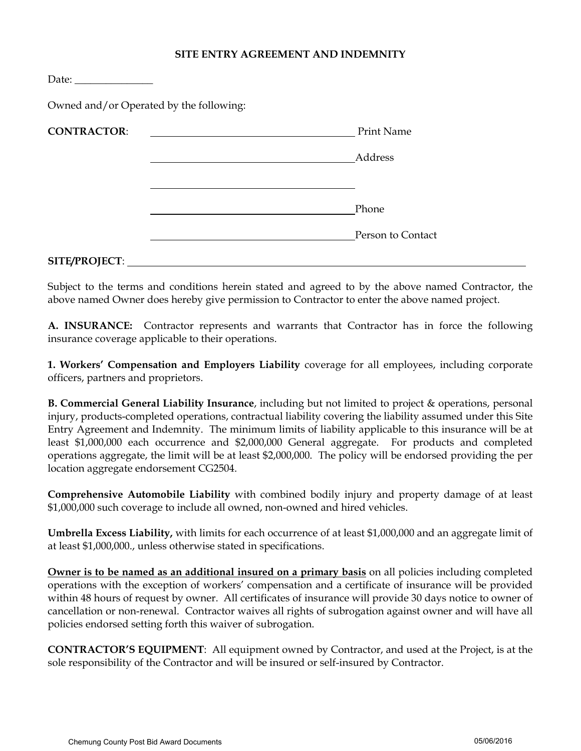# SITE ENTRY AGREEMENT AND INDEMNITY

Date: _______________

Owned and/or Operated by the following:

**CONTRACTOR**: ______________________________________ Print Name

______________________________________ Address

______________________________________

______________________________________ Phone

______________________________________ Person to Contact

**SITE/PROJECT**: ____________________________________________________________

Subject to the terms and conditions herein stated and agreed to by the above named Contractor, the above named Owner does hereby give permission to Contractor to enter the above named project.

**A. INSURANCE:** Contractor represents and warrants that Contractor has in force the following insurance coverage applicable to their operations.

**1. Workers' Compensation and Employers Liability** coverage for all employees, including corporate officers, partners and proprietors.

**B. Commercial General Liability Insurance**, including but not limited to project & operations, personal injury, products-completed operations, contractual liability covering the liability assumed under this Site Entry Agreement and Indemnity. The minimum limits of liability applicable to this insurance will be at least $1,000,000 each occurrence and $2,000,000 General aggregate. For products and completed operations aggregate, the limit will be at least $2,000,000. The policy will be endorsed providing the per location aggregate endorsement CG2504.

**Comprehensive Automobile Liability** with combined bodily injury and property damage of at least $1,000,000 such coverage to include all owned, non-owned and hired vehicles.

**Umbrella Excess Liability,** with limits for each occurrence of at least $1,000,000 and an aggregate limit of at least $1,000,000., unless otherwise stated in specifications.

**<u>Owner is to be named as an additional insured on a primary basis</u>** on all policies including completed operations with the exception of workers' compensation and a certificate of insurance will be provided within 48 hours of request by owner. All certificates of insurance will provide 30 days notice to owner of cancellation or non-renewal. Contractor waives all rights of subrogation against owner and will have all policies endorsed setting forth this waiver of subrogation.

**CONTRACTOR'S EQUIPMENT**: All equipment owned by Contractor, and used at the Project, is at the sole responsibility of the Contractor and will be insured or self-insured by Contractor.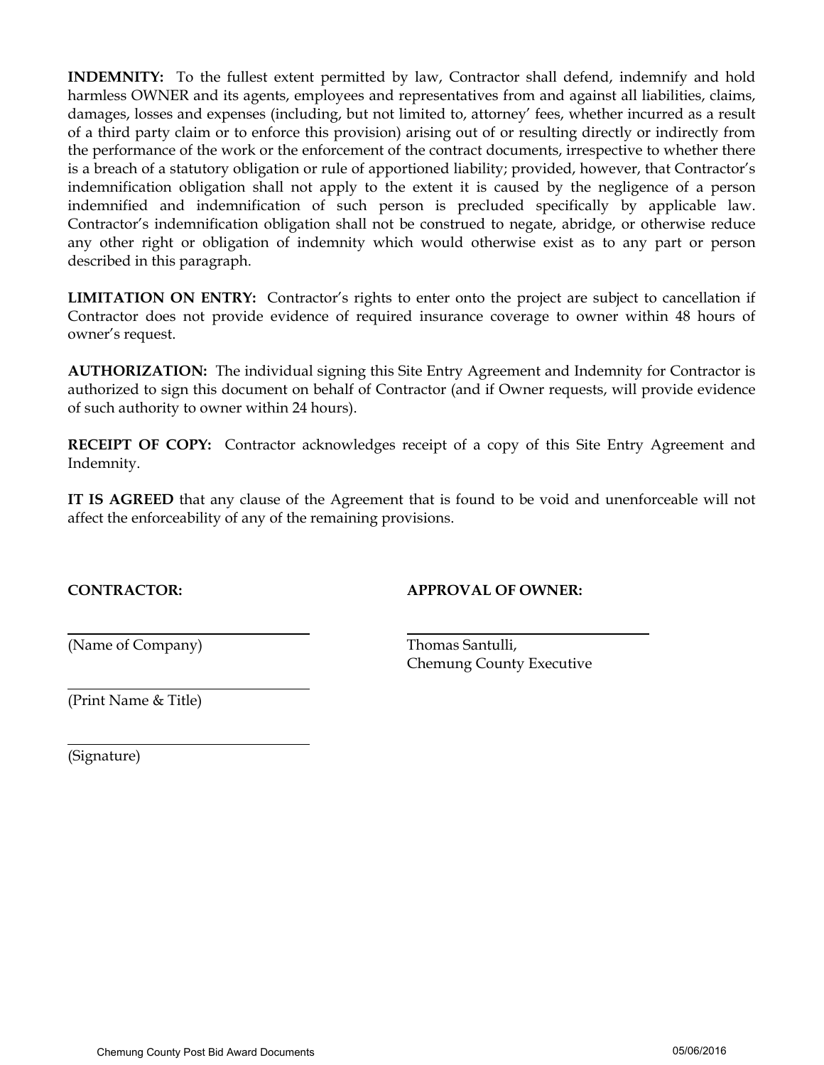**INDEMNITY:** To the fullest extent permitted by law, Contractor shall defend, indemnify and hold harmless OWNER and its agents, employees and representatives from and against all liabilities, claims, damages, losses and expenses (including, but not limited to, attorney' fees, whether incurred as a result of a third party claim or to enforce this provision) arising out of or resulting directly or indirectly from the performance of the work or the enforcement of the contract documents, irrespective to whether there is a breach of a statutory obligation or rule of apportioned liability; provided, however, that Contractor's indemnification obligation shall not apply to the extent it is caused by the negligence of a person indemnified and indemnification of such person is precluded specifically by applicable law. Contractor's indemnification obligation shall not be construed to negate, abridge, or otherwise reduce any other right or obligation of indemnity which would otherwise exist as to any part or person described in this paragraph.

**LIMITATION ON ENTRY:** Contractor's rights to enter onto the project are subject to cancellation if Contractor does not provide evidence of required insurance coverage to owner within 48 hours of owner's request.

**AUTHORIZATION:** The individual signing this Site Entry Agreement and Indemnity for Contractor is authorized to sign this document on behalf of Contractor (and if Owner requests, will provide evidence of such authority to owner within 24 hours).

**RECEIPT OF COPY:** Contractor acknowledges receipt of a copy of this Site Entry Agreement and Indemnity.

**IT IS AGREED** that any clause of the Agreement that is found to be void and unenforceable will not affect the enforceability of any of the remaining provisions.

**CONTRACTOR:**

\_\_\_\_\_\_\_\_\_\_\_\_\_\_\_\_\_\_\_\_\_\_\_\_\_\_\_\_\_\_
(Name of Company)

\_\_\_\_\_\_\_\_\_\_\_\_\_\_\_\_\_\_\_\_\_\_\_\_\_\_\_\_\_\_
(Print Name & Title)

\_\_\_\_\_\_\_\_\_\_\_\_\_\_\_\_\_\_\_\_\_\_\_\_\_\_\_\_\_\_
(Signature)

**APPROVAL OF OWNER:**

\_\_\_\_\_\_\_\_\_\_\_\_\_\_\_\_\_\_\_\_\_\_\_\_\_\_\_\_\_\_
Thomas Santulli,
Chemung County Executive